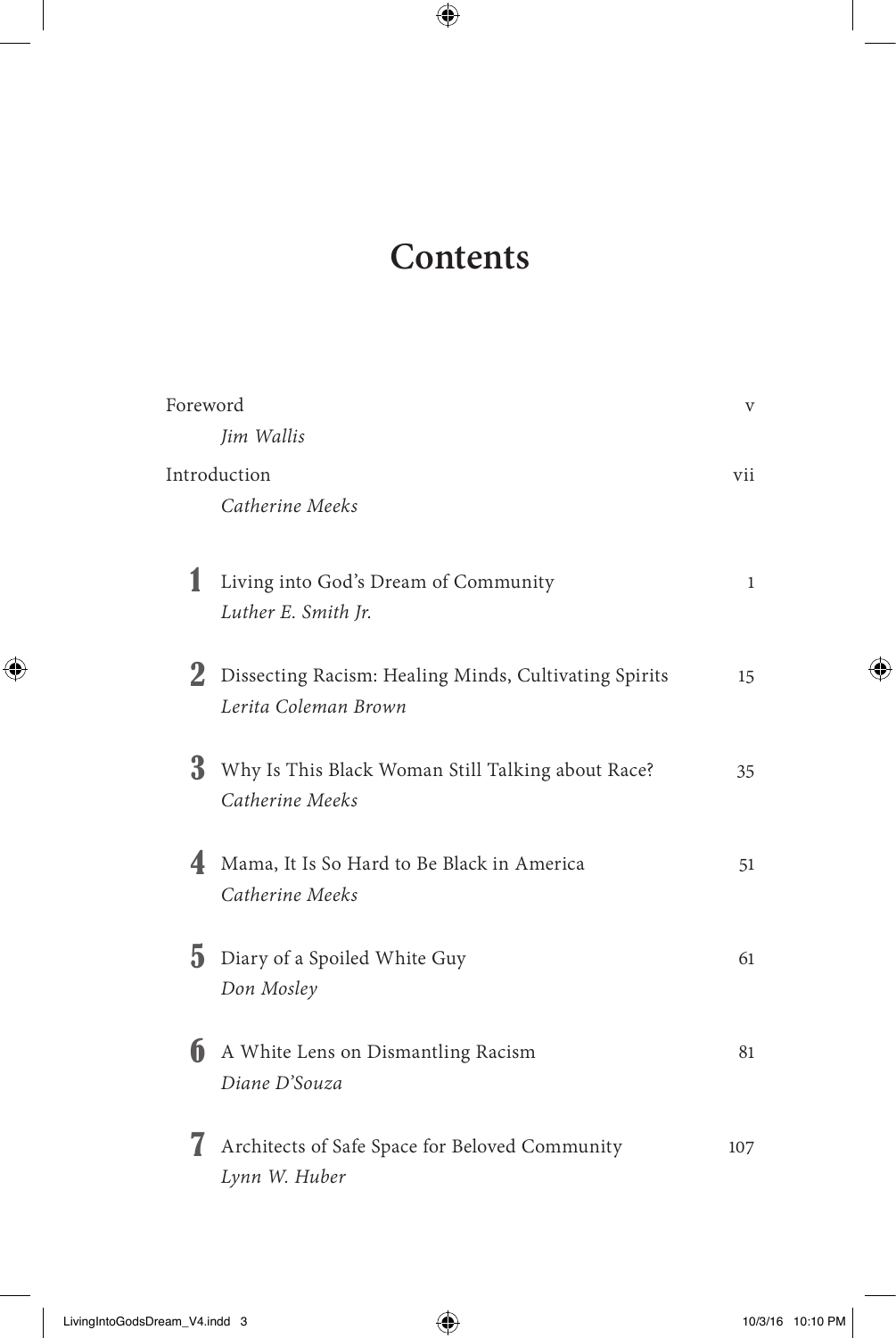# Contents

Foreword — v
*Jim Wallis*

Introduction — vii
*Catherine Meeks*

**1** Living into God's Dream of Community — 1
*Luther E. Smith Jr.*

**2** Dissecting Racism: Healing Minds, Cultivating Spirits — 15
*Lerita Coleman Brown*

**3** Why Is This Black Woman Still Talking about Race? — 35
*Catherine Meeks*

**4** Mama, It Is So Hard to Be Black in America — 51
*Catherine Meeks*

**5** Diary of a Spoiled White Guy — 61
*Don Mosley*

**6** A White Lens on Dismantling Racism — 81
*Diane D'Souza*

**7** Architects of Safe Space for Beloved Community — 107
*Lynn W. Huber*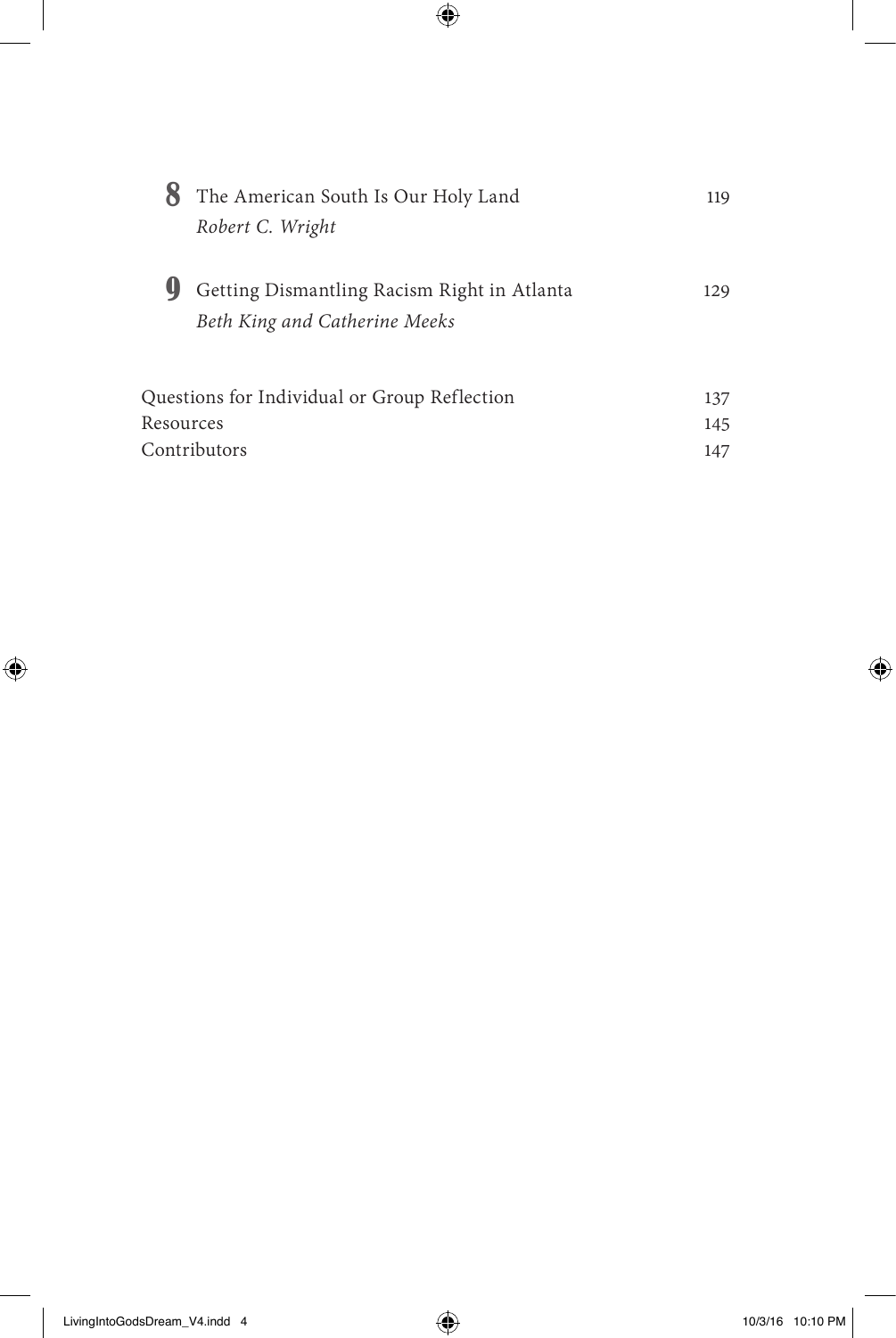**8** The American South Is Our Holy Land — 119
*Robert C. Wright*

**9** Getting Dismantling Racism Right in Atlanta — 129
*Beth King and Catherine Meeks*

Questions for Individual or Group Reflection — 137

Resources — 145

Contributors — 147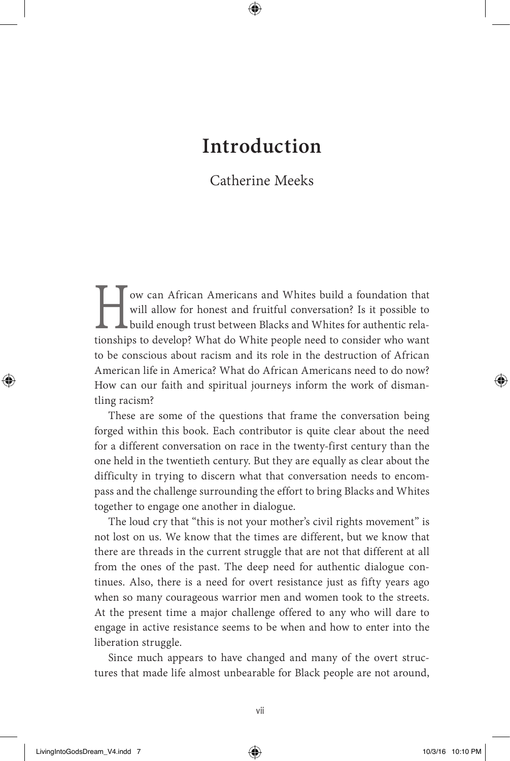# Introduction

Catherine Meeks

How can African Americans and Whites build a foundation that will allow for honest and fruitful conversation? Is it possible to build enough trust between Blacks and Whites for authentic relationships to develop? What do White people need to consider who want to be conscious about racism and its role in the destruction of African American life in America? What do African Americans need to do now? How can our faith and spiritual journeys inform the work of dismantling racism?

These are some of the questions that frame the conversation being forged within this book. Each contributor is quite clear about the need for a different conversation on race in the twenty-first century than the one held in the twentieth century. But they are equally as clear about the difficulty in trying to discern what that conversation needs to encompass and the challenge surrounding the effort to bring Blacks and Whites together to engage one another in dialogue.

The loud cry that "this is not your mother's civil rights movement" is not lost on us. We know that the times are different, but we know that there are threads in the current struggle that are not that different at all from the ones of the past. The deep need for authentic dialogue continues. Also, there is a need for overt resistance just as fifty years ago when so many courageous warrior men and women took to the streets. At the present time a major challenge offered to any who will dare to engage in active resistance seems to be when and how to enter into the liberation struggle.

Since much appears to have changed and many of the overt structures that made life almost unbearable for Black people are not around,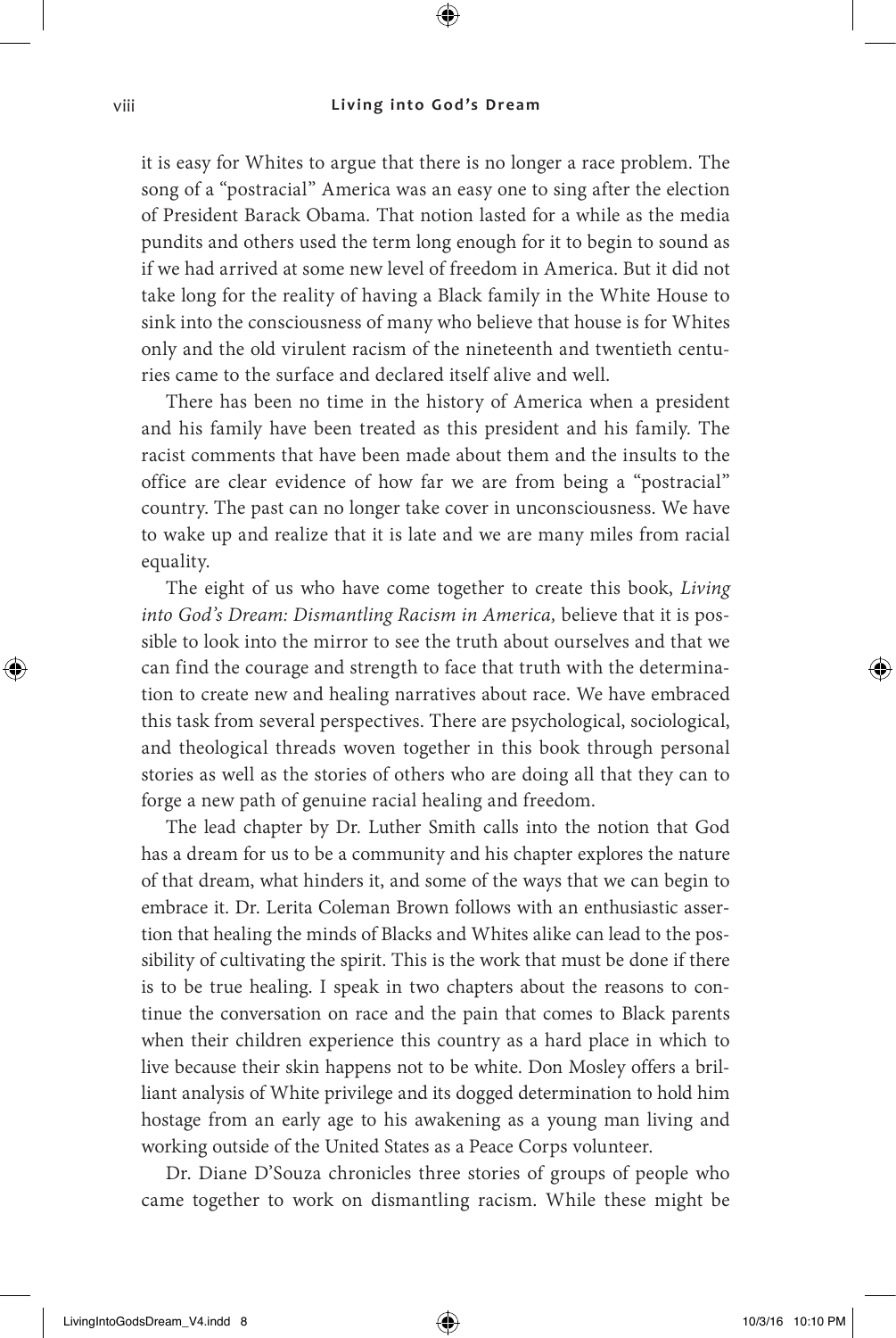it is easy for Whites to argue that there is no longer a race problem. The song of a "postracial" America was an easy one to sing after the election of President Barack Obama. That notion lasted for a while as the media pundits and others used the term long enough for it to begin to sound as if we had arrived at some new level of freedom in America. But it did not take long for the reality of having a Black family in the White House to sink into the consciousness of many who believe that house is for Whites only and the old virulent racism of the nineteenth and twentieth centuries came to the surface and declared itself alive and well.

There has been no time in the history of America when a president and his family have been treated as this president and his family. The racist comments that have been made about them and the insults to the office are clear evidence of how far we are from being a "postracial" country. The past can no longer take cover in unconsciousness. We have to wake up and realize that it is late and we are many miles from racial equality.

The eight of us who have come together to create this book, *Living into God's Dream: Dismantling Racism in America,* believe that it is possible to look into the mirror to see the truth about ourselves and that we can find the courage and strength to face that truth with the determination to create new and healing narratives about race. We have embraced this task from several perspectives. There are psychological, sociological, and theological threads woven together in this book through personal stories as well as the stories of others who are doing all that they can to forge a new path of genuine racial healing and freedom.

The lead chapter by Dr. Luther Smith calls into the notion that God has a dream for us to be a community and his chapter explores the nature of that dream, what hinders it, and some of the ways that we can begin to embrace it. Dr. Lerita Coleman Brown follows with an enthusiastic assertion that healing the minds of Blacks and Whites alike can lead to the possibility of cultivating the spirit. This is the work that must be done if there is to be true healing. I speak in two chapters about the reasons to continue the conversation on race and the pain that comes to Black parents when their children experience this country as a hard place in which to live because their skin happens not to be white. Don Mosley offers a brilliant analysis of White privilege and its dogged determination to hold him hostage from an early age to his awakening as a young man living and working outside of the United States as a Peace Corps volunteer.

Dr. Diane D'Souza chronicles three stories of groups of people who came together to work on dismantling racism. While these might be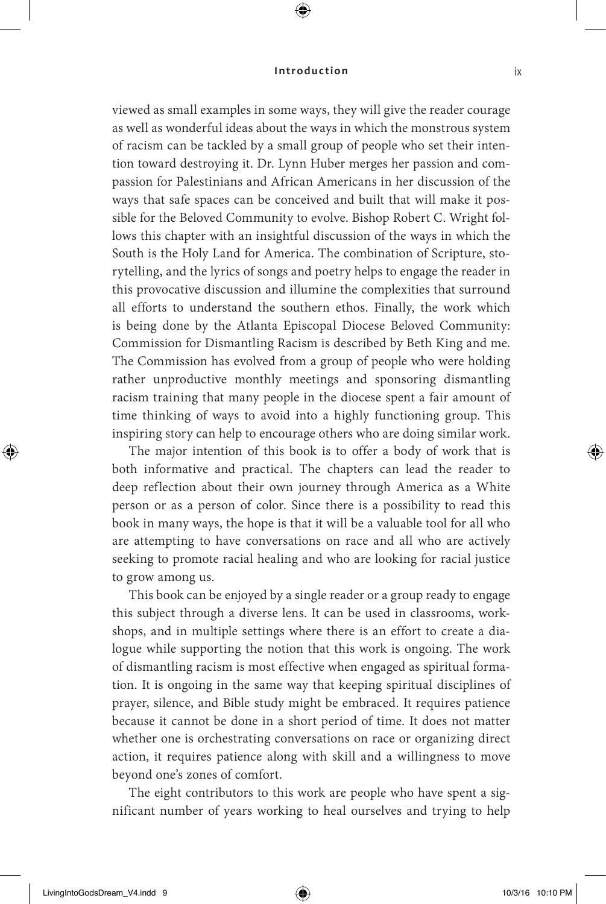viewed as small examples in some ways, they will give the reader courage as well as wonderful ideas about the ways in which the monstrous system of racism can be tackled by a small group of people who set their intention toward destroying it. Dr. Lynn Huber merges her passion and compassion for Palestinians and African Americans in her discussion of the ways that safe spaces can be conceived and built that will make it possible for the Beloved Community to evolve. Bishop Robert C. Wright follows this chapter with an insightful discussion of the ways in which the South is the Holy Land for America. The combination of Scripture, storytelling, and the lyrics of songs and poetry helps to engage the reader in this provocative discussion and illumine the complexities that surround all efforts to understand the southern ethos. Finally, the work which is being done by the Atlanta Episcopal Diocese Beloved Community: Commission for Dismantling Racism is described by Beth King and me. The Commission has evolved from a group of people who were holding rather unproductive monthly meetings and sponsoring dismantling racism training that many people in the diocese spent a fair amount of time thinking of ways to avoid into a highly functioning group. This inspiring story can help to encourage others who are doing similar work.

The major intention of this book is to offer a body of work that is both informative and practical. The chapters can lead the reader to deep reflection about their own journey through America as a White person or as a person of color. Since there is a possibility to read this book in many ways, the hope is that it will be a valuable tool for all who are attempting to have conversations on race and all who are actively seeking to promote racial healing and who are looking for racial justice to grow among us.

This book can be enjoyed by a single reader or a group ready to engage this subject through a diverse lens. It can be used in classrooms, workshops, and in multiple settings where there is an effort to create a dialogue while supporting the notion that this work is ongoing. The work of dismantling racism is most effective when engaged as spiritual formation. It is ongoing in the same way that keeping spiritual disciplines of prayer, silence, and Bible study might be embraced. It requires patience because it cannot be done in a short period of time. It does not matter whether one is orchestrating conversations on race or organizing direct action, it requires patience along with skill and a willingness to move beyond one's zones of comfort.

The eight contributors to this work are people who have spent a significant number of years working to heal ourselves and trying to help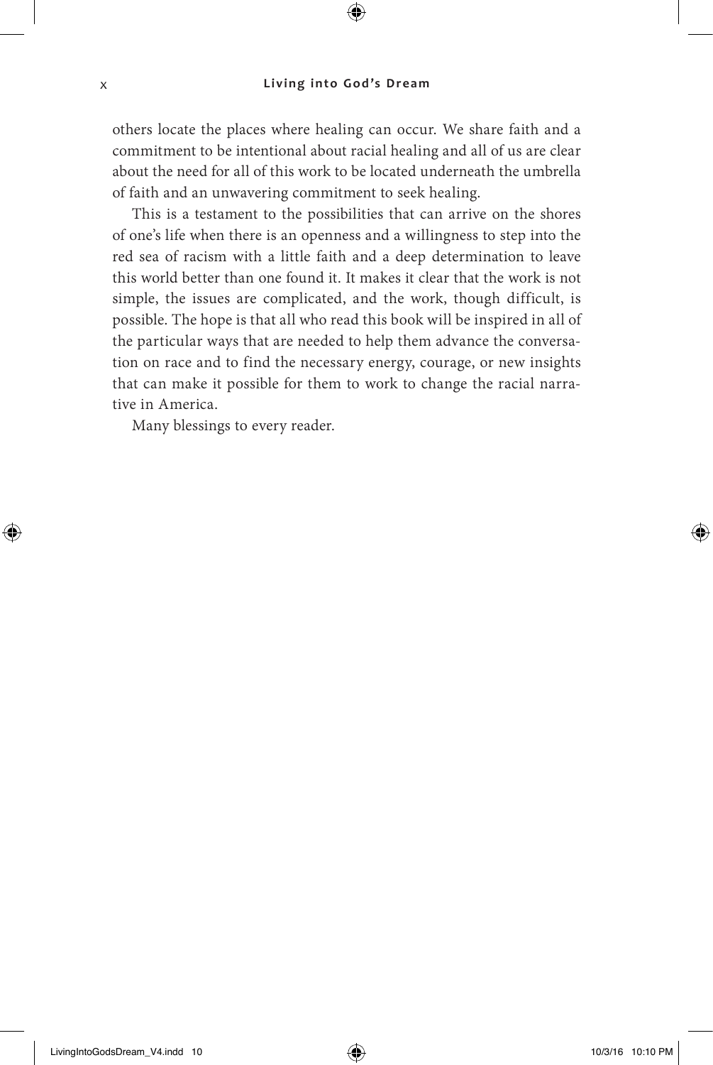others locate the places where healing can occur. We share faith and a commitment to be intentional about racial healing and all of us are clear about the need for all of this work to be located underneath the umbrella of faith and an unwavering commitment to seek healing.

This is a testament to the possibilities that can arrive on the shores of one's life when there is an openness and a willingness to step into the red sea of racism with a little faith and a deep determination to leave this world better than one found it. It makes it clear that the work is not simple, the issues are complicated, and the work, though difficult, is possible. The hope is that all who read this book will be inspired in all of the particular ways that are needed to help them advance the conversation on race and to find the necessary energy, courage, or new insights that can make it possible for them to work to change the racial narrative in America.

Many blessings to every reader.